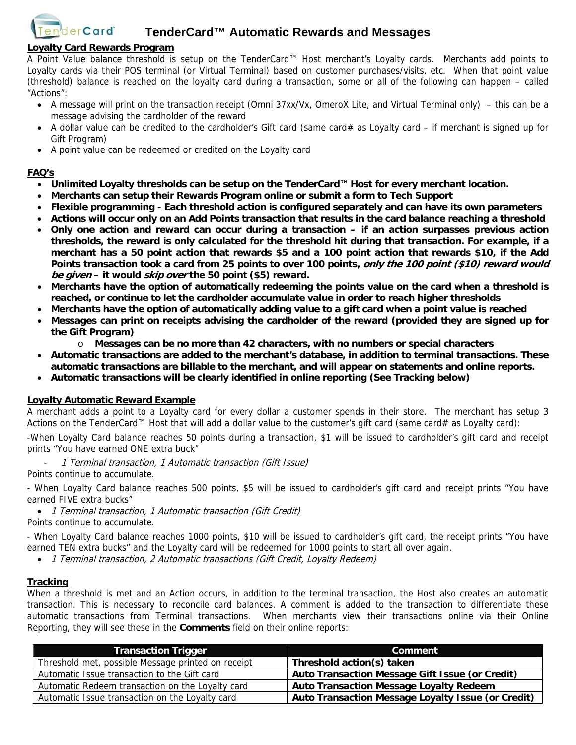# TenderCard™ Automatic Rewards and Messages

## Loyalty Card Rewards Program

A Point Value balance threshold is setup on the TenderCard™ Host merchant's Loyalty cards. Merchants add points to Loyalty cards via their POS terminal (or Virtual Terminal) based on customer purchases/visits, etc. When that point value (threshold) balance is reached on the loyalty card during a transaction, some or all of the following can happen – called "Actions":

- A message will print on the transaction receipt (Omni 37xx/Vx, OmeroX Lite, and Virtual Terminal only) – this can be a message advising the cardholder of the reward
- A dollar value can be credited to the cardholder's Gift card (same card# as Loyalty card – if merchant is signed up for Gift Program)
- A point value can be redeemed or credited on the Loyalty card

## FAQ's

- **Unlimited Loyalty thresholds can be setup on the TenderCard™ Host for every merchant location.**
- **Merchants can setup their Rewards Program online or submit a form to Tech Support**
- **Flexible programming - Each threshold action is configured separately and can have its own parameters**
- **Actions will occur only on an Add Points transaction that results in the card balance reaching a threshold**
- **Only one action and reward can occur during a transaction – if an action surpasses previous action thresholds, the reward is only calculated for the threshold hit during that transaction. For example, if a merchant has a 50 point action that rewards $5 and a 100 point action that rewards $10, if the Add Points transaction took a card from 25 points to over 100 points, *only the 100 point ($10) reward would be given* – it would *skip over* the 50 point ($5) reward.**
- **Merchants have the option of automatically redeeming the points value on the card when a threshold is reached, or continue to let the cardholder accumulate value in order to reach higher thresholds**
- **Merchants have the option of automatically adding value to a gift card when a point value is reached**
- **Messages can print on receipts advising the cardholder of the reward (provided they are signed up for the Gift Program)**
  - **Messages can be no more than 42 characters, with no numbers or special characters**
- **Automatic transactions are added to the merchant's database, in addition to terminal transactions. These automatic transactions are billable to the merchant, and will appear on statements and online reports.**
- **Automatic transactions will be clearly identified in online reporting (See Tracking below)**

## Loyalty Automatic Reward Example

A merchant adds a point to a Loyalty card for every dollar a customer spends in their store. The merchant has setup 3 Actions on the TenderCard™ Host that will add a dollar value to the customer's gift card (same card# as Loyalty card):

-When Loyalty Card balance reaches 50 points during a transaction, $1 will be issued to cardholder's gift card and receipt prints "You have earned ONE extra buck"

- *1 Terminal transaction, 1 Automatic transaction (Gift Issue)*

Points continue to accumulate.

- When Loyalty Card balance reaches 500 points, $5 will be issued to cardholder's gift card and receipt prints "You have earned FIVE extra bucks"

- *1 Terminal transaction, 1 Automatic transaction (Gift Credit)*

Points continue to accumulate.

- When Loyalty Card balance reaches 1000 points, $10 will be issued to cardholder's gift card, the receipt prints "You have earned TEN extra bucks" and the Loyalty card will be redeemed for 1000 points to start all over again.

- *1 Terminal transaction, 2 Automatic transactions (Gift Credit, Loyalty Redeem)*

## Tracking

When a threshold is met and an Action occurs, in addition to the terminal transaction, the Host also creates an automatic transaction. This is necessary to reconcile card balances. A comment is added to the transaction to differentiate these automatic transactions from Terminal transactions. When merchants view their transactions online via their Online Reporting, they will see these in the **Comments** field on their online reports:

| Transaction Trigger | Comment |
|---|---|
| Threshold met, possible Message printed on receipt | **Threshold action(s) taken** |
| Automatic Issue transaction to the Gift card | **Auto Transaction Message Gift Issue (or Credit)** |
| Automatic Redeem transaction on the Loyalty card | **Auto Transaction Message Loyalty Redeem** |
| Automatic Issue transaction on the Loyalty card | **Auto Transaction Message Loyalty Issue (or Credit)** |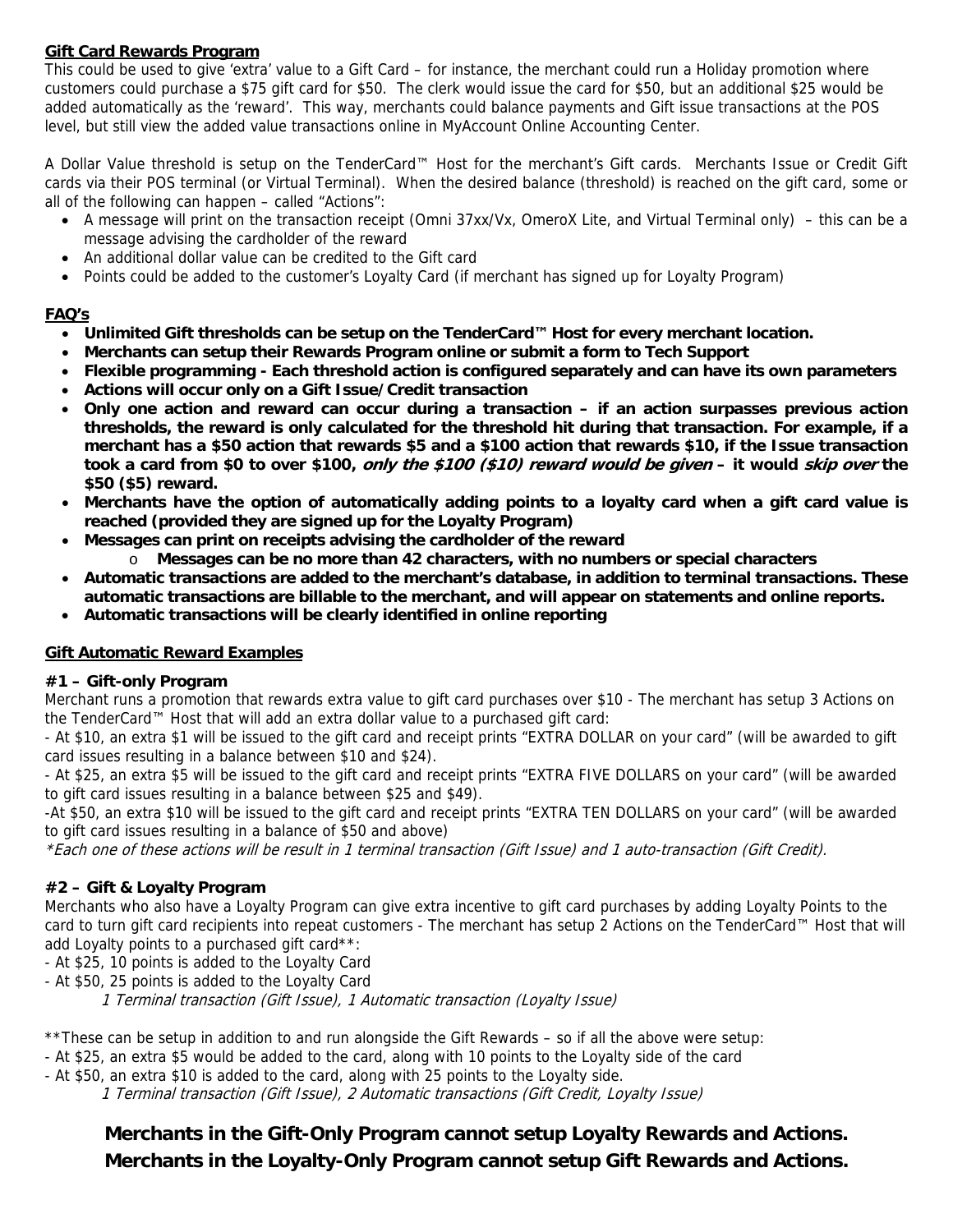## Gift Card Rewards Program

This could be used to give 'extra' value to a Gift Card – for instance, the merchant could run a Holiday promotion where customers could purchase a $75 gift card for $50. The clerk would issue the card for $50, but an additional $25 would be added automatically as the 'reward'. This way, merchants could balance payments and Gift issue transactions at the POS level, but still view the added value transactions online in MyAccount Online Accounting Center.

A Dollar Value threshold is setup on the TenderCard™ Host for the merchant's Gift cards. Merchants Issue or Credit Gift cards via their POS terminal (or Virtual Terminal). When the desired balance (threshold) is reached on the gift card, some or all of the following can happen – called "Actions":

- A message will print on the transaction receipt (Omni 37xx/Vx, OmeroX Lite, and Virtual Terminal only) – this can be a message advising the cardholder of the reward
- An additional dollar value can be credited to the Gift card
- Points could be added to the customer's Loyalty Card (if merchant has signed up for Loyalty Program)

## FAQ's

- **Unlimited Gift thresholds can be setup on the TenderCard™ Host for every merchant location.**
- **Merchants can setup their Rewards Program online or submit a form to Tech Support**
- **Flexible programming - Each threshold action is configured separately and can have its own parameters**
- **Actions will occur only on a Gift Issue/Credit transaction**
- **Only one action and reward can occur during a transaction – if an action surpasses previous action thresholds, the reward is only calculated for the threshold hit during that transaction. For example, if a merchant has a $50 action that rewards $5 and a $100 action that rewards $10, if the Issue transaction took a card from $0 to over $100, *only the $100 ($10) reward would be given* – it would *skip over* the $50 ($5) reward.**
- **Merchants have the option of automatically adding points to a loyalty card when a gift card value is reached (provided they are signed up for the Loyalty Program)**
- **Messages can print on receipts advising the cardholder of the reward**
  - **Messages can be no more than 42 characters, with no numbers or special characters**
- **Automatic transactions are added to the merchant's database, in addition to terminal transactions. These automatic transactions are billable to the merchant, and will appear on statements and online reports.**
- **Automatic transactions will be clearly identified in online reporting**

## Gift Automatic Reward Examples

### #1 – Gift-only Program

Merchant runs a promotion that rewards extra value to gift card purchases over $10 - The merchant has setup 3 Actions on the TenderCard™ Host that will add an extra dollar value to a purchased gift card:

- At $10, an extra $1 will be issued to the gift card and receipt prints "EXTRA DOLLAR on your card" (will be awarded to gift card issues resulting in a balance between $10 and $24).

- At $25, an extra $5 will be issued to the gift card and receipt prints "EXTRA FIVE DOLLARS on your card" (will be awarded to gift card issues resulting in a balance between $25 and $49).

-At $50, an extra $10 will be issued to the gift card and receipt prints "EXTRA TEN DOLLARS on your card" (will be awarded to gift card issues resulting in a balance of $50 and above)

*\*Each one of these actions will be result in 1 terminal transaction (Gift Issue) and 1 auto-transaction (Gift Credit).*

### #2 – Gift & Loyalty Program

Merchants who also have a Loyalty Program can give extra incentive to gift card purchases by adding Loyalty Points to the card to turn gift card recipients into repeat customers - The merchant has setup 2 Actions on the TenderCard™ Host that will add Loyalty points to a purchased gift card\*\*:

- At $25, 10 points is added to the Loyalty Card

- At $50, 25 points is added to the Loyalty Card

*1 Terminal transaction (Gift Issue), 1 Automatic transaction (Loyalty Issue)*

\*\*These can be setup in addition to and run alongside the Gift Rewards – so if all the above were setup:

- At $25, an extra $5 would be added to the card, along with 10 points to the Loyalty side of the card

- At $50, an extra $10 is added to the card, along with 25 points to the Loyalty side.

*1 Terminal transaction (Gift Issue), 2 Automatic transactions (Gift Credit, Loyalty Issue)*

**Merchants in the Gift-Only Program cannot setup Loyalty Rewards and Actions.**
**Merchants in the Loyalty-Only Program cannot setup Gift Rewards and Actions.**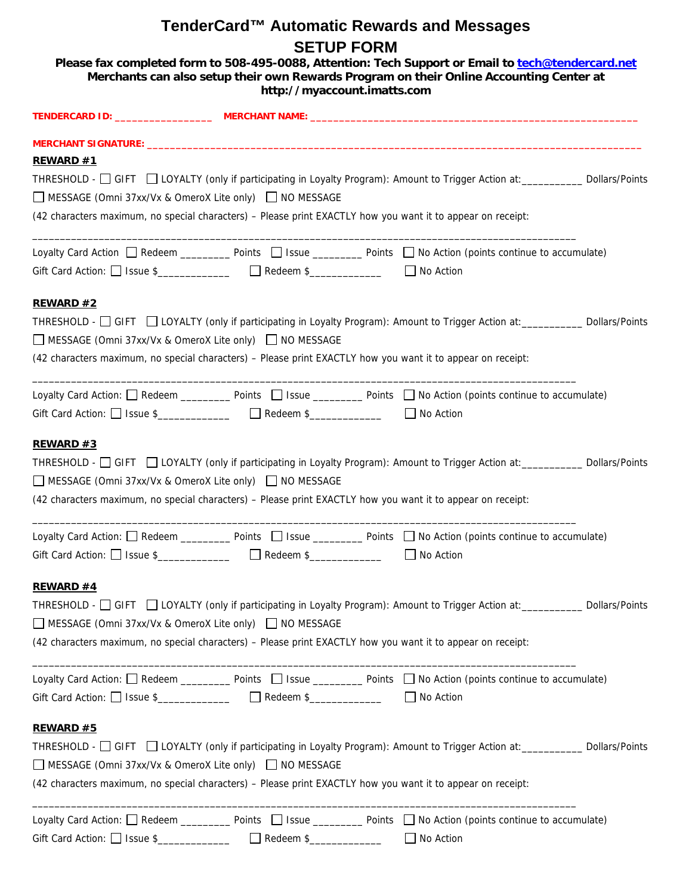# TenderCard™ Automatic Rewards and Messages

## SETUP FORM

**Please fax completed form to 508-495-0088, Attention: Tech Support or Email to tech@tendercard.net**
**Merchants can also setup their own Rewards Program on their Online Accounting Center at http://myaccount.imatts.com**

**TENDERCARD ID: _________________ MERCHANT NAME: _________________________________________________________**

**MERCHANT SIGNATURE: _____________________________________________________________________________________**

**REWARD #1**

THRESHOLD - ☐ GIFT ☐ LOYALTY (only if participating in Loyalty Program): Amount to Trigger Action at:__________ Dollars/Points

☐ MESSAGE (Omni 37xx/Vx & OmeroX Lite only) ☐ NO MESSAGE

(42 characters maximum, no special characters) – Please print EXACTLY how you want it to appear on receipt:

_____________________________________________________________________________________________

Loyalty Card Action ☐ Redeem ________ Points ☐ Issue ________ Points ☐ No Action (points continue to accumulate)

Gift Card Action: ☐ Issue $____________ ☐ Redeem $____________ ☐ No Action

**REWARD #2**

THRESHOLD - ☐ GIFT ☐ LOYALTY (only if participating in Loyalty Program): Amount to Trigger Action at:__________ Dollars/Points

☐ MESSAGE (Omni 37xx/Vx & OmeroX Lite only) ☐ NO MESSAGE

(42 characters maximum, no special characters) – Please print EXACTLY how you want it to appear on receipt:

_____________________________________________________________________________________________

Loyalty Card Action: ☐ Redeem ________ Points ☐ Issue ________ Points ☐ No Action (points continue to accumulate)

Gift Card Action: ☐ Issue $____________ ☐ Redeem $____________ ☐ No Action

**REWARD #3**

THRESHOLD - ☐ GIFT ☐ LOYALTY (only if participating in Loyalty Program): Amount to Trigger Action at:__________ Dollars/Points

☐ MESSAGE (Omni 37xx/Vx & OmeroX Lite only) ☐ NO MESSAGE

(42 characters maximum, no special characters) – Please print EXACTLY how you want it to appear on receipt:

_____________________________________________________________________________________________

Loyalty Card Action: ☐ Redeem ________ Points ☐ Issue ________ Points ☐ No Action (points continue to accumulate)

Gift Card Action: ☐ Issue $____________ ☐ Redeem $____________ ☐ No Action

**REWARD #4**

THRESHOLD - ☐ GIFT ☐ LOYALTY (only if participating in Loyalty Program): Amount to Trigger Action at:__________ Dollars/Points

☐ MESSAGE (Omni 37xx/Vx & OmeroX Lite only) ☐ NO MESSAGE

(42 characters maximum, no special characters) – Please print EXACTLY how you want it to appear on receipt:

_____________________________________________________________________________________________

Loyalty Card Action: ☐ Redeem ________ Points ☐ Issue ________ Points ☐ No Action (points continue to accumulate)

Gift Card Action: ☐ Issue $____________ ☐ Redeem $____________ ☐ No Action

**REWARD #5**

THRESHOLD - ☐ GIFT ☐ LOYALTY (only if participating in Loyalty Program): Amount to Trigger Action at:__________ Dollars/Points

☐ MESSAGE (Omni 37xx/Vx & OmeroX Lite only) ☐ NO MESSAGE

(42 characters maximum, no special characters) – Please print EXACTLY how you want it to appear on receipt:

_____________________________________________________________________________________________

Loyalty Card Action: ☐ Redeem ________ Points ☐ Issue ________ Points ☐ No Action (points continue to accumulate)

Gift Card Action: ☐ Issue $____________ ☐ Redeem $____________ ☐ No Action